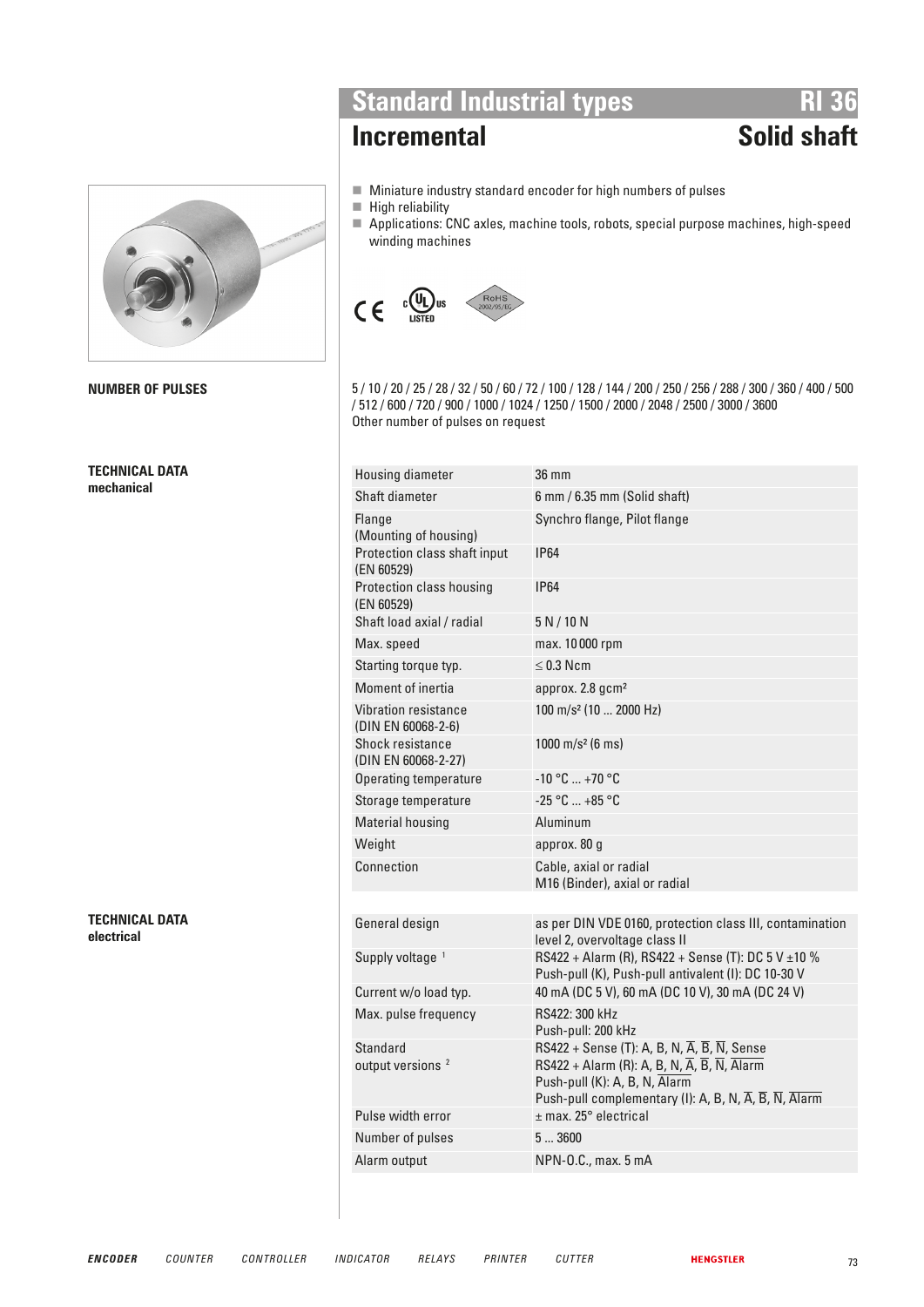# Standard Industrial types RI 36

## Incremental — Solid shaft

- Miniature industry standard encoder for high numbers of pulses
- High reliability
- Applications: CNC axles, machine tools, robots, special purpose machines, high-speed winding machines

**NUMBER OF PULSES**

5 / 10 / 20 / 25 / 28 / 32 / 50 / 60 / 72 / 100 / 128 / 144 / 200 / 250 / 256 / 288 / 300 / 360 / 400 / 500 / 512 / 600 / 720 / 900 / 1000 / 1024 / 1250 / 1500 / 2000 / 2048 / 2500 / 3000 / 3600
Other number of pulses on request

**TECHNICAL DATA**
**mechanical**

| | |
|---|---|
| Housing diameter | 36 mm |
| Shaft diameter | 6 mm / 6.35 mm (Solid shaft) |
| Flange (Mounting of housing) | Synchro flange, Pilot flange |
| Protection class shaft input (EN 60529) | IP64 |
| Protection class housing (EN 60529) | IP64 |
| Shaft load axial / radial | 5 N / 10 N |
| Max. speed | max. 10 000 rpm |
| Starting torque typ. | ≤ 0.3 Ncm |
| Moment of inertia | approx. 2.8 gcm² |
| Vibration resistance (DIN EN 60068-2-6) | 100 m/s² (10 ... 2000 Hz) |
| Shock resistance (DIN EN 60068-2-27) | 1000 m/s² (6 ms) |
| Operating temperature | -10 °C ... +70 °C |
| Storage temperature | -25 °C ... +85 °C |
| Material housing | Aluminum |
| Weight | approx. 80 g |
| Connection | Cable, axial or radial<br>M16 (Binder), axial or radial |

**TECHNICAL DATA**
**electrical**

| | |
|---|---|
| General design | as per DIN VDE 0160, protection class III, contamination level 2, overvoltage class II |
| Supply voltage [1] | RS422 + Alarm (R), RS422 + Sense (T): DC 5 V ±10 %<br>Push-pull (K), Push-pull antivalent (I): DC 10-30 V |
| Current w/o load typ. | 40 mA (DC 5 V), 60 mA (DC 10 V), 30 mA (DC 24 V) |
| Max. pulse frequency | RS422: 300 kHz<br>Push-pull: 200 kHz |
| Standard output versions [2] | RS422 + Sense (T): A, B, N, $\overline{A}$, $\overline{B}$, $\overline{N}$, $\overline{\text{Sense}}$<br>RS422 + Alarm (R): A, B, N, $\overline{A}$, $\overline{B}$, $\overline{N}$, $\overline{\text{Alarm}}$<br>Push-pull (K): A, B, N, $\overline{\text{Alarm}}$<br>Push-pull complementary (I): A, B, N, $\overline{A}$, $\overline{B}$, $\overline{N}$, $\overline{\text{Alarm}}$ |
| Pulse width error | ± max. 25° electrical |
| Number of pulses | 5 ... 3600 |
| Alarm output | NPN-O.C., max. 5 mA |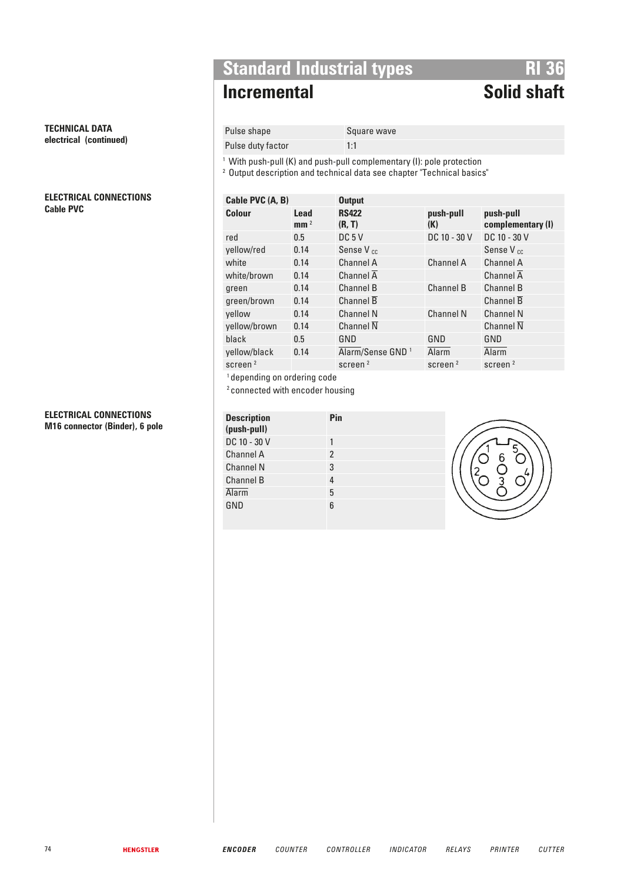# Standard Industrial types — RI 36

## Incremental — Solid shaft

**TECHNICAL DATA**
**electrical (continued)**

| | |
|---|---|
| Pulse shape | Square wave |
| Pulse duty factor | 1:1 |

[1] With push-pull (K) and push-pull complementary (I): pole protection
[2] Output description and technical data see chapter "Technical basics"

**ELECTRICAL CONNECTIONS**
**Cable PVC**

| Cable PVC (A, B) | | Output | | |
|---|---|---|---|---|
| **Colour** | **Lead mm** $^2$ | **RS422 (R, T)** | **push-pull (K)** | **push-pull complementary (I)** |
| red | 0.5 | DC 5 V | DC 10 - 30 V | DC 10 - 30 V |
| yellow/red | 0.14 | Sense $V_{CC}$ | | Sense $V_{CC}$ |
| white | 0.14 | Channel A | Channel A | Channel A |
| white/brown | 0.14 | Channel $\overline{A}$ | | Channel $\overline{A}$ |
| green | 0.14 | Channel B | Channel B | Channel B |
| green/brown | 0.14 | Channel $\overline{B}$ | | Channel $\overline{B}$ |
| yellow | 0.14 | Channel N | Channel N | Channel N |
| yellow/brown | 0.14 | Channel $\overline{N}$ | | Channel $\overline{N}$ |
| black | 0.5 | GND | GND | GND |
| yellow/black | 0.14 | $\overline{\text{Alarm}}$/Sense GND [1] | $\overline{\text{Alarm}}$ | $\overline{\text{Alarm}}$ |
| screen [2] | | screen [2] | screen [2] | screen [2] |

[1] depending on ordering code
[2] connected with encoder housing

**ELECTRICAL CONNECTIONS**
**M16 connector (Binder), 6 pole**

| Description (push-pull) | Pin |
|---|---|
| DC 10 - 30 V | 1 |
| Channel A | 2 |
| Channel N | 3 |
| Channel B | 4 |
| $\overline{\text{Alarm}}$ | 5 |
| GND | 6 |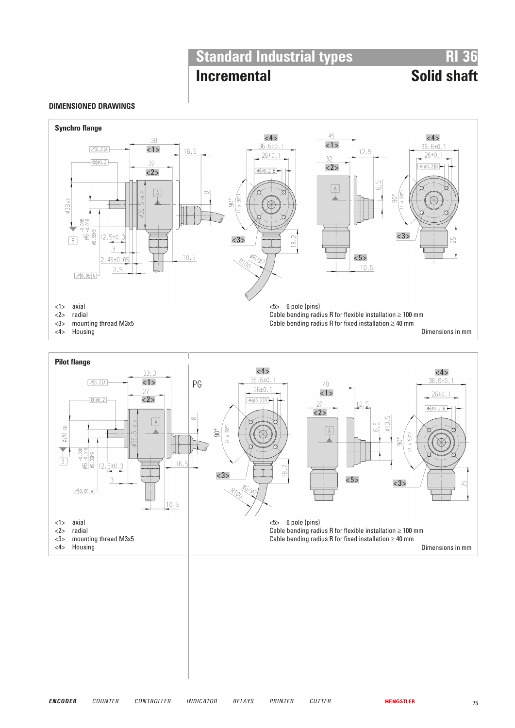# Standard Industrial types RI 36

## Incremental — Solid shaft

### DIMENSIONED DRAWINGS

**Synchro flange**

<1> axial
<2> radial
<3> mounting thread M3x5
<4> Housing

<5> 6 pole (pins)
Cable bending radius R for flexible installation ≥ 100 mm
Cable bending radius R for fixed installation ≥ 40 mm

Dimensions in mm

**Pilot flange**

<1> axial
<2> radial
<3> mounting thread M3x5
<4> Housing

<5> 6 pole (pins)
Cable bending radius R for flexible installation ≥ 100 mm
Cable bending radius R for fixed installation ≥ 40 mm

Dimensions in mm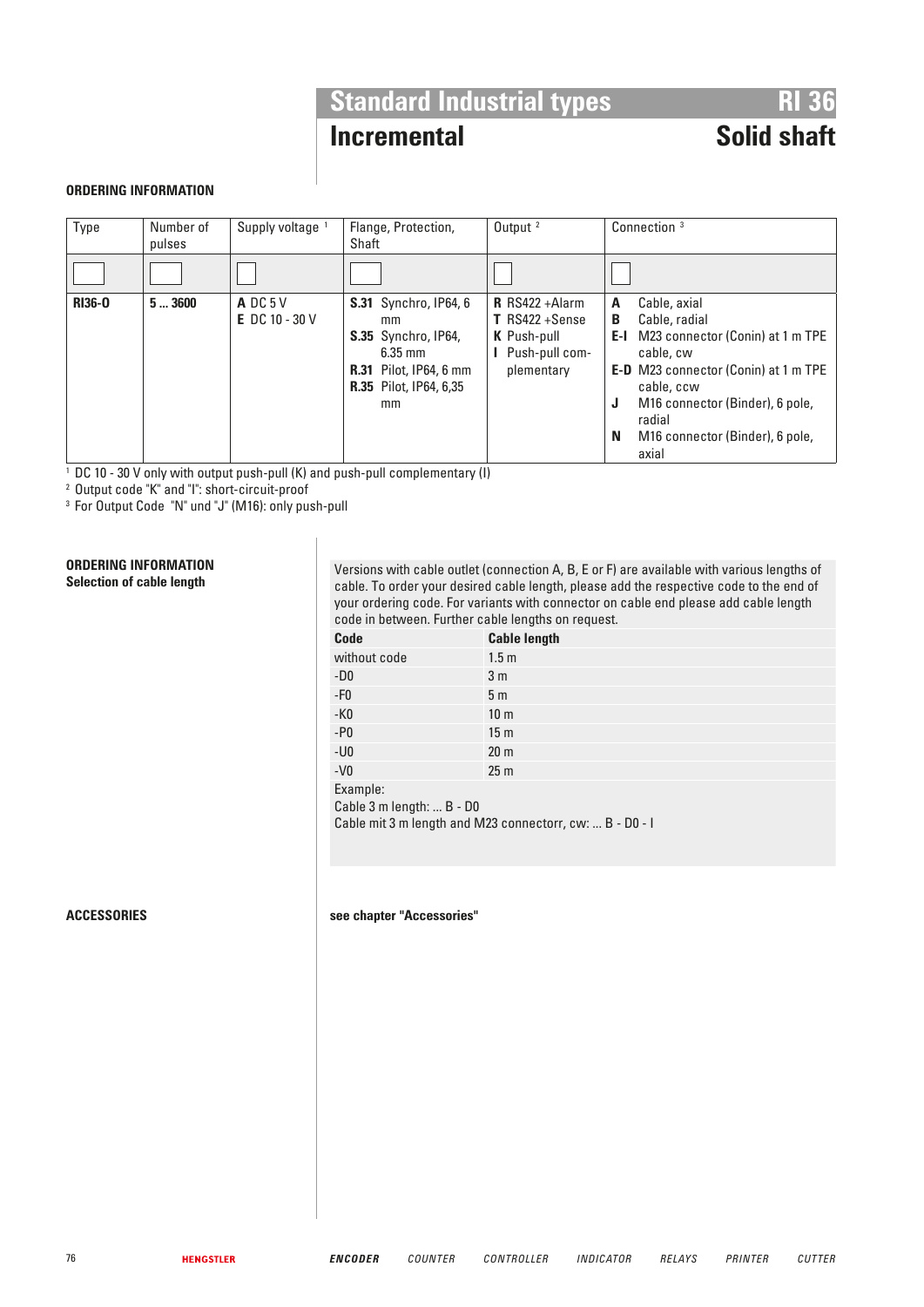# Standard Industrial types — RI 36

## Incremental — Solid shaft

### ORDERING INFORMATION

| Type | Number of pulses | Supply voltage [1] | Flange, Protection, Shaft | Output [2] | Connection [3] |
|---|---|---|---|---|---|
| | | | | | |
| **RI36-O** | **5 ... 3600** | **A** DC 5 V<br>**E** DC 10 - 30 V | **S.31** Synchro, IP64, 6 mm<br>**S.35** Synchro, IP64, 6.35 mm<br>**R.31** Pilot, IP64, 6 mm<br>**R.35** Pilot, IP64, 6,35 mm | **R** RS422 +Alarm<br>**T** RS422 +Sense<br>**K** Push-pull<br>**I** Push-pull complementary | **A** Cable, axial<br>**B** Cable, radial<br>**E-I** M23 connector (Conin) at 1 m TPE cable, cw<br>**E-D** M23 connector (Conin) at 1 m TPE cable, ccw<br>**J** M16 connector (Binder), 6 pole, radial<br>**N** M16 connector (Binder), 6 pole, axial |

[1] DC 10 - 30 V only with output push-pull (K) and push-pull complementary (I)

[2] Output code "K" and "I": short-circuit-proof

[3] For Output Code "N" und "J" (M16): only push-pull

### ORDERING INFORMATION
**Selection of cable length**

Versions with cable outlet (connection A, B, E or F) are available with various lengths of cable. To order your desired cable length, please add the respective code to the end of your ordering code. For variants with connector on cable end please add cable length code in between. Further cable lengths on request.

| Code | Cable length |
|---|---|
| without code | 1.5 m |
| -D0 | 3 m |
| -F0 | 5 m |
| -K0 | 10 m |
| -P0 | 15 m |
| -U0 | 20 m |
| -V0 | 25 m |

Example:
Cable 3 m length: ... B - D0
Cable mit 3 m length and M23 connectorr, cw: ... B - D0 - I

### ACCESSORIES

**see chapter "Accessories"**